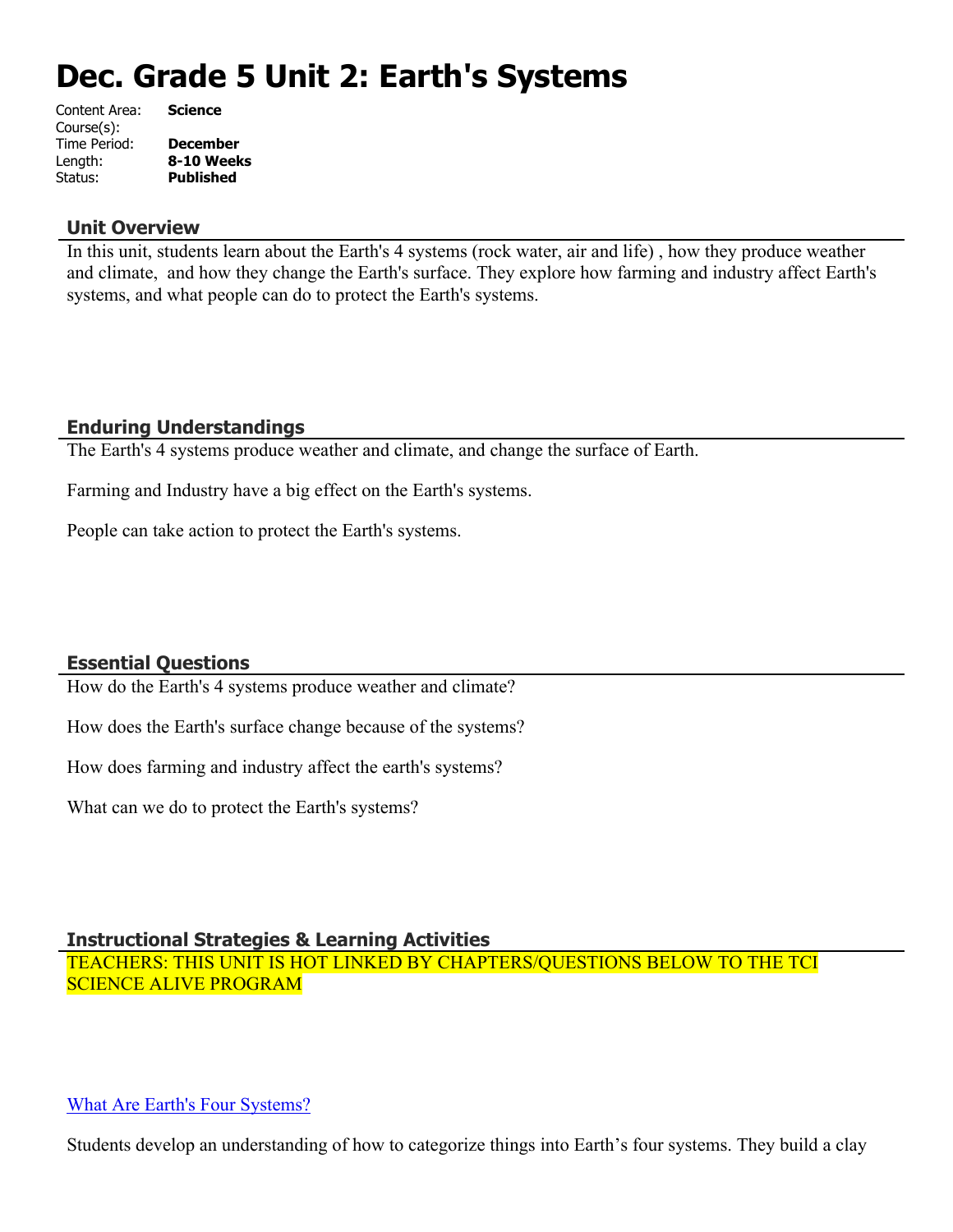# Dec. Grade 5 Unit 2: Earth's Systems

| | |
|---|---|
| Content Area: | **Science** |
| Course(s): | |
| Time Period: | **December** |
| Length: | **8-10 Weeks** |
| Status: | **Published** |

## Unit Overview

In this unit, students learn about the Earth's 4 systems (rock water, air and life) , how they produce weather and climate, and how they change the Earth's surface. They explore how farming and industry affect Earth's systems, and what people can do to protect the Earth's systems.

## Enduring Understandings

The Earth's 4 systems produce weather and climate, and change the surface of Earth.

Farming and Industry have a big effect on the Earth's systems.

People can take action to protect the Earth's systems.

## Essential Questions

How do the Earth's 4 systems produce weather and climate?

How does the Earth's surface change because of the systems?

How does farming and industry affect the earth's systems?

What can we do to protect the Earth's systems?

## Instructional Strategies & Learning Activities

TEACHERS: THIS UNIT IS HOT LINKED BY CHAPTERS/QUESTIONS BELOW TO THE TCI SCIENCE ALIVE PROGRAM

What Are Earth's Four Systems?

Students develop an understanding of how to categorize things into Earth's four systems. They build a clay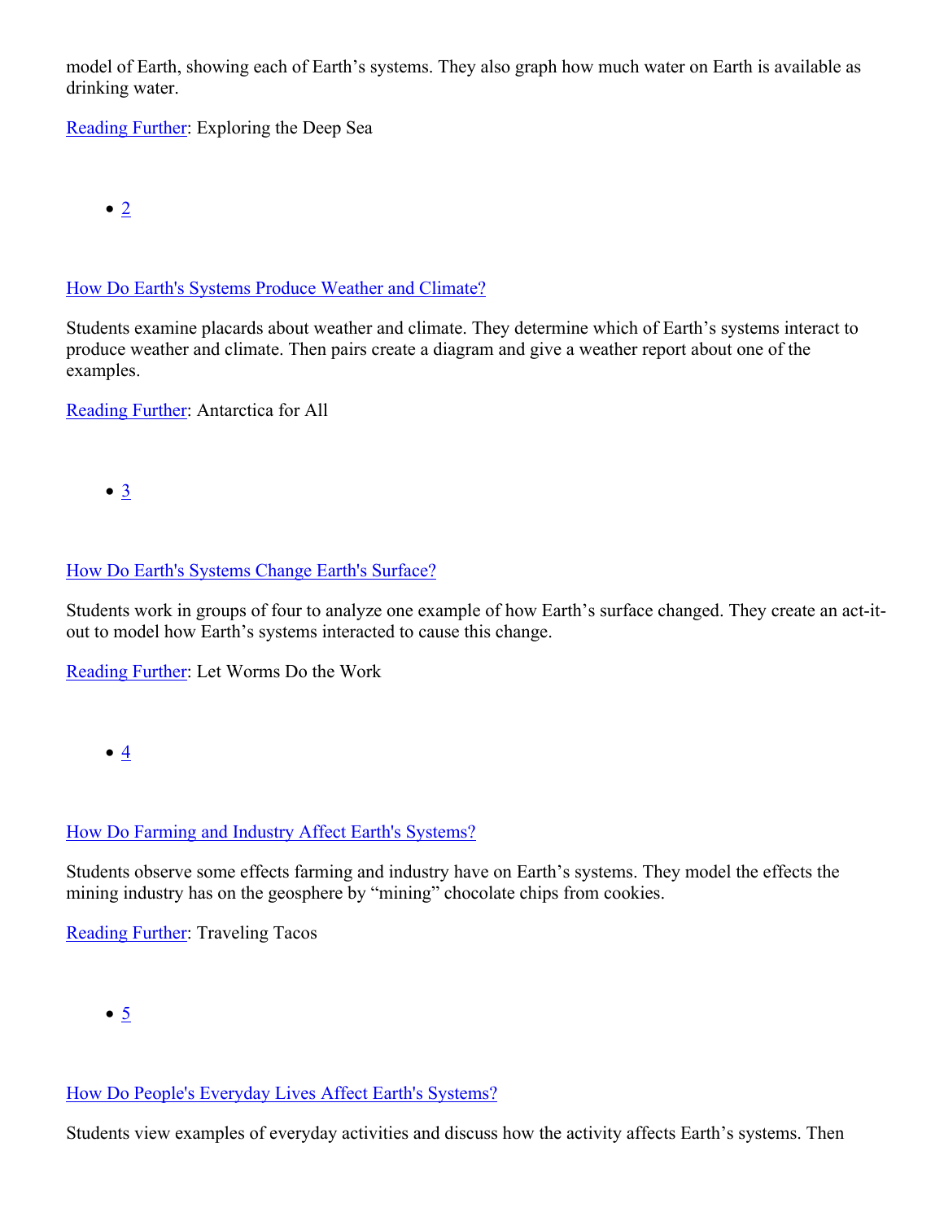model of Earth, showing each of Earth's systems. They also graph how much water on Earth is available as drinking water.

Reading Further: Exploring the Deep Sea

- 2

How Do Earth's Systems Produce Weather and Climate?

Students examine placards about weather and climate. They determine which of Earth's systems interact to produce weather and climate. Then pairs create a diagram and give a weather report about one of the examples.

Reading Further: Antarctica for All

- 3

How Do Earth's Systems Change Earth's Surface?

Students work in groups of four to analyze one example of how Earth's surface changed. They create an act-it-out to model how Earth's systems interacted to cause this change.

Reading Further: Let Worms Do the Work

- 4

How Do Farming and Industry Affect Earth's Systems?

Students observe some effects farming and industry have on Earth's systems. They model the effects the mining industry has on the geosphere by "mining" chocolate chips from cookies.

Reading Further: Traveling Tacos

- 5

How Do People's Everyday Lives Affect Earth's Systems?

Students view examples of everyday activities and discuss how the activity affects Earth's systems. Then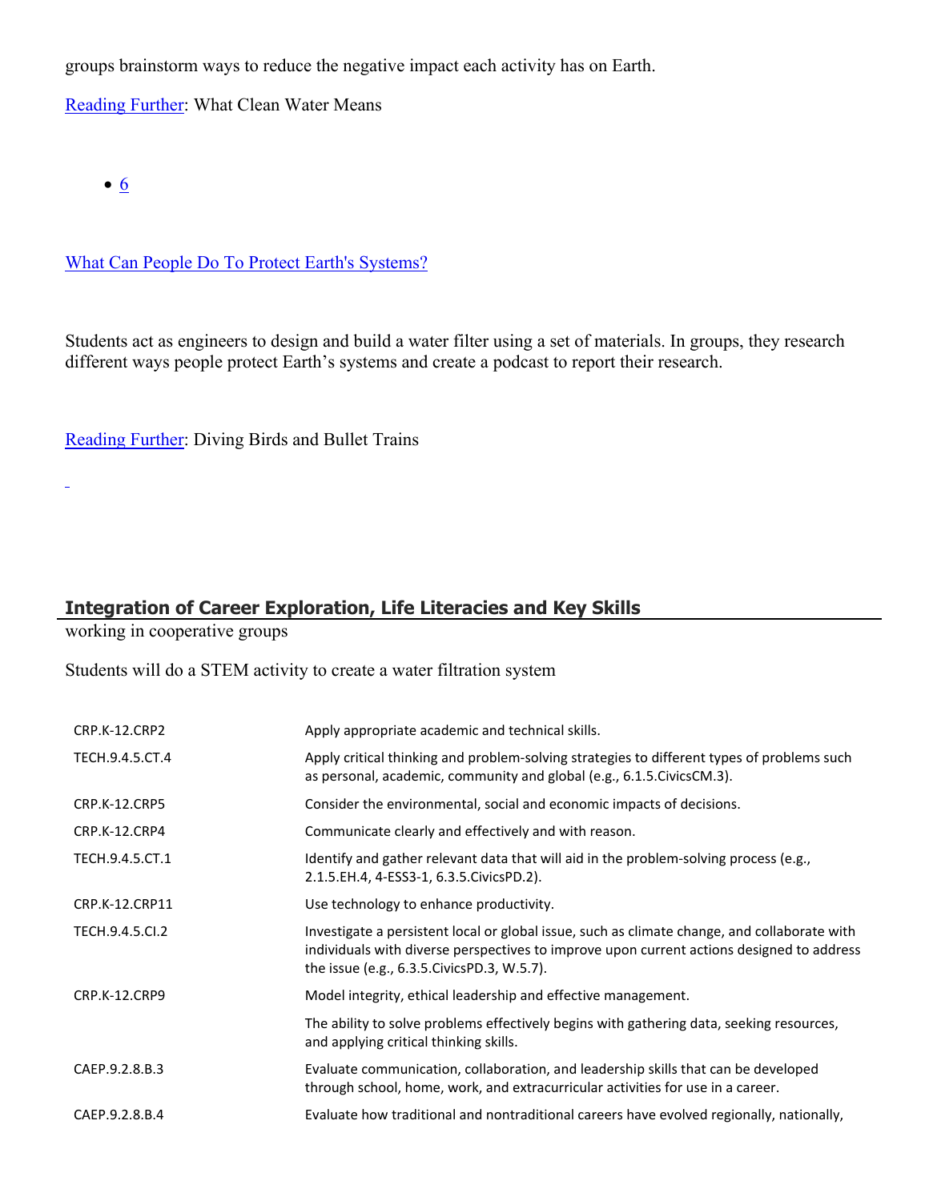groups brainstorm ways to reduce the negative impact each activity has on Earth.

Reading Further: What Clean Water Means

- 6

What Can People Do To Protect Earth's Systems?

Students act as engineers to design and build a water filter using a set of materials. In groups, they research different ways people protect Earth's systems and create a podcast to report their research.

Reading Further: Diving Birds and Bullet Trains

## Integration of Career Exploration, Life Literacies and Key Skills

working in cooperative groups

Students will do a STEM activity to create a water filtration system

| | |
|---|---|
| CRP.K-12.CRP2 | Apply appropriate academic and technical skills. |
| TECH.9.4.5.CT.4 | Apply critical thinking and problem-solving strategies to different types of problems such as personal, academic, community and global (e.g., 6.1.5.CivicsCM.3). |
| CRP.K-12.CRP5 | Consider the environmental, social and economic impacts of decisions. |
| CRP.K-12.CRP4 | Communicate clearly and effectively and with reason. |
| TECH.9.4.5.CT.1 | Identify and gather relevant data that will aid in the problem-solving process (e.g., 2.1.5.EH.4, 4-ESS3-1, 6.3.5.CivicsPD.2). |
| CRP.K-12.CRP11 | Use technology to enhance productivity. |
| TECH.9.4.5.CI.2 | Investigate a persistent local or global issue, such as climate change, and collaborate with individuals with diverse perspectives to improve upon current actions designed to address the issue (e.g., 6.3.5.CivicsPD.3, W.5.7). |
| CRP.K-12.CRP9 | Model integrity, ethical leadership and effective management. |
| | The ability to solve problems effectively begins with gathering data, seeking resources, and applying critical thinking skills. |
| CAEP.9.2.8.B.3 | Evaluate communication, collaboration, and leadership skills that can be developed through school, home, work, and extracurricular activities for use in a career. |
| CAEP.9.2.8.B.4 | Evaluate how traditional and nontraditional careers have evolved regionally, nationally, |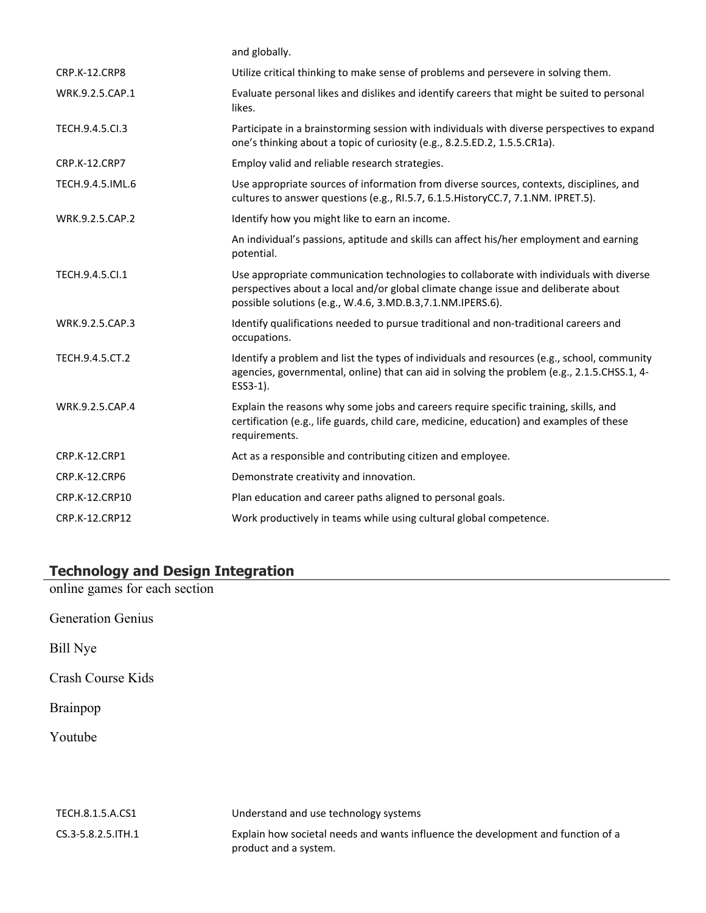| | |
|---|---|
| | and globally. |
| CRP.K-12.CRP8 | Utilize critical thinking to make sense of problems and persevere in solving them. |
| WRK.9.2.5.CAP.1 | Evaluate personal likes and dislikes and identify careers that might be suited to personal likes. |
| TECH.9.4.5.CI.3 | Participate in a brainstorming session with individuals with diverse perspectives to expand one's thinking about a topic of curiosity (e.g., 8.2.5.ED.2, 1.5.5.CR1a). |
| CRP.K-12.CRP7 | Employ valid and reliable research strategies. |
| TECH.9.4.5.IML.6 | Use appropriate sources of information from diverse sources, contexts, disciplines, and cultures to answer questions (e.g., RI.5.7, 6.1.5.HistoryCC.7, 7.1.NM. IPRET.5). |
| WRK.9.2.5.CAP.2 | Identify how you might like to earn an income. |
| | An individual's passions, aptitude and skills can affect his/her employment and earning potential. |
| TECH.9.4.5.CI.1 | Use appropriate communication technologies to collaborate with individuals with diverse perspectives about a local and/or global climate change issue and deliberate about possible solutions (e.g., W.4.6, 3.MD.B.3,7.1.NM.IPERS.6). |
| WRK.9.2.5.CAP.3 | Identify qualifications needed to pursue traditional and non-traditional careers and occupations. |
| TECH.9.4.5.CT.2 | Identify a problem and list the types of individuals and resources (e.g., school, community agencies, governmental, online) that can aid in solving the problem (e.g., 2.1.5.CHSS.1, 4-ESS3-1). |
| WRK.9.2.5.CAP.4 | Explain the reasons why some jobs and careers require specific training, skills, and certification (e.g., life guards, child care, medicine, education) and examples of these requirements. |
| CRP.K-12.CRP1 | Act as a responsible and contributing citizen and employee. |
| CRP.K-12.CRP6 | Demonstrate creativity and innovation. |
| CRP.K-12.CRP10 | Plan education and career paths aligned to personal goals. |
| CRP.K-12.CRP12 | Work productively in teams while using cultural global competence. |

## Technology and Design Integration

online games for each section

Generation Genius

Bill Nye

Crash Course Kids

Brainpop

Youtube

| | |
|---|---|
| TECH.8.1.5.A.CS1 | Understand and use technology systems |
| CS.3-5.8.2.5.ITH.1 | Explain how societal needs and wants influence the development and function of a product and a system. |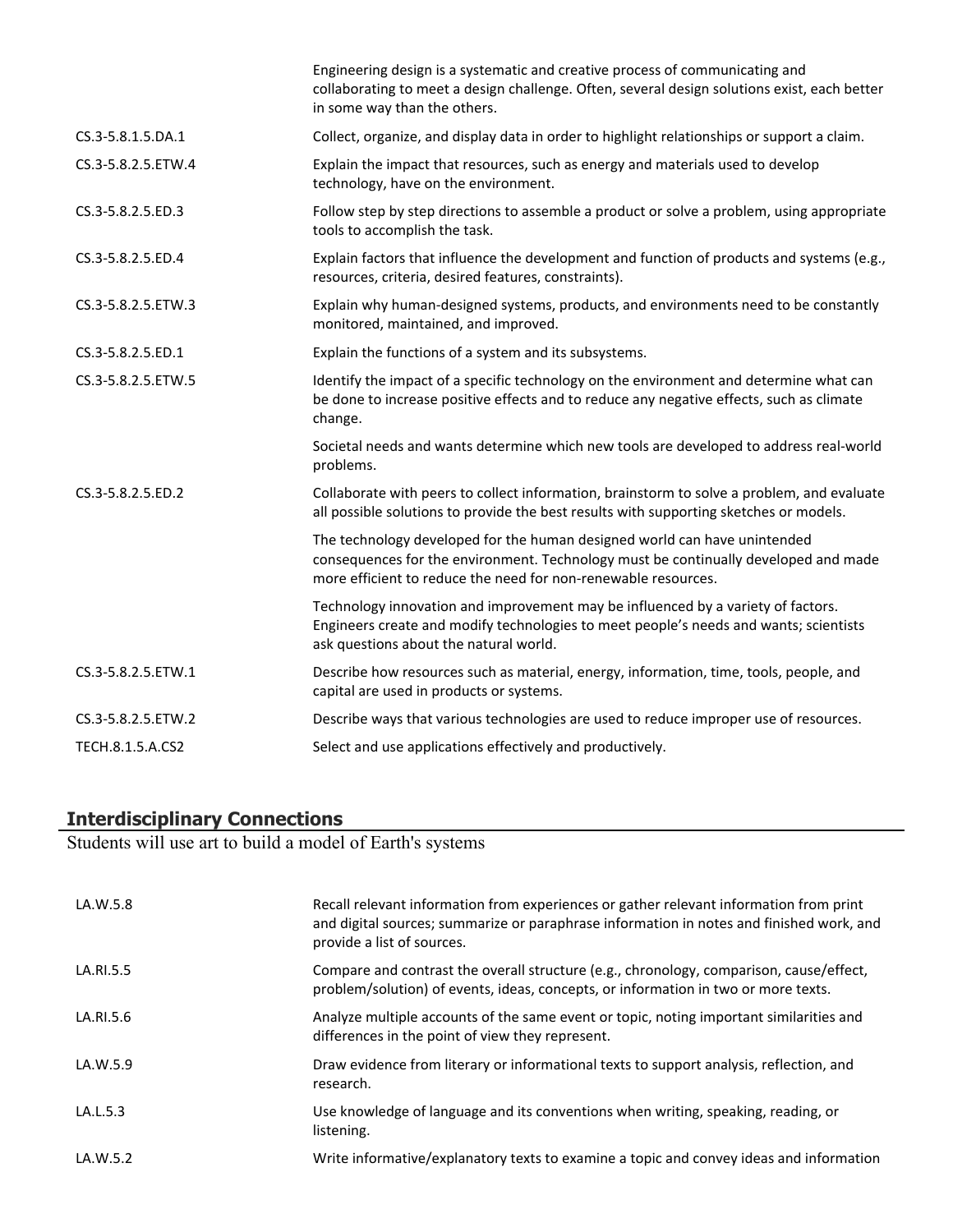| | |
|---|---|
| | Engineering design is a systematic and creative process of communicating and collaborating to meet a design challenge. Often, several design solutions exist, each better in some way than the others. |
| CS.3-5.8.1.5.DA.1 | Collect, organize, and display data in order to highlight relationships or support a claim. |
| CS.3-5.8.2.5.ETW.4 | Explain the impact that resources, such as energy and materials used to develop technology, have on the environment. |
| CS.3-5.8.2.5.ED.3 | Follow step by step directions to assemble a product or solve a problem, using appropriate tools to accomplish the task. |
| CS.3-5.8.2.5.ED.4 | Explain factors that influence the development and function of products and systems (e.g., resources, criteria, desired features, constraints). |
| CS.3-5.8.2.5.ETW.3 | Explain why human-designed systems, products, and environments need to be constantly monitored, maintained, and improved. |
| CS.3-5.8.2.5.ED.1 | Explain the functions of a system and its subsystems. |
| CS.3-5.8.2.5.ETW.5 | Identify the impact of a specific technology on the environment and determine what can be done to increase positive effects and to reduce any negative effects, such as climate change. |
| | Societal needs and wants determine which new tools are developed to address real-world problems. |
| CS.3-5.8.2.5.ED.2 | Collaborate with peers to collect information, brainstorm to solve a problem, and evaluate all possible solutions to provide the best results with supporting sketches or models. |
| | The technology developed for the human designed world can have unintended consequences for the environment. Technology must be continually developed and made more efficient to reduce the need for non-renewable resources. |
| | Technology innovation and improvement may be influenced by a variety of factors. Engineers create and modify technologies to meet people's needs and wants; scientists ask questions about the natural world. |
| CS.3-5.8.2.5.ETW.1 | Describe how resources such as material, energy, information, time, tools, people, and capital are used in products or systems. |
| CS.3-5.8.2.5.ETW.2 | Describe ways that various technologies are used to reduce improper use of resources. |
| TECH.8.1.5.A.CS2 | Select and use applications effectively and productively. |

## Interdisciplinary Connections

Students will use art to build a model of Earth's systems

| | |
|---|---|
| LA.W.5.8 | Recall relevant information from experiences or gather relevant information from print and digital sources; summarize or paraphrase information in notes and finished work, and provide a list of sources. |
| LA.RI.5.5 | Compare and contrast the overall structure (e.g., chronology, comparison, cause/effect, problem/solution) of events, ideas, concepts, or information in two or more texts. |
| LA.RI.5.6 | Analyze multiple accounts of the same event or topic, noting important similarities and differences in the point of view they represent. |
| LA.W.5.9 | Draw evidence from literary or informational texts to support analysis, reflection, and research. |
| LA.L.5.3 | Use knowledge of language and its conventions when writing, speaking, reading, or listening. |
| LA.W.5.2 | Write informative/explanatory texts to examine a topic and convey ideas and information |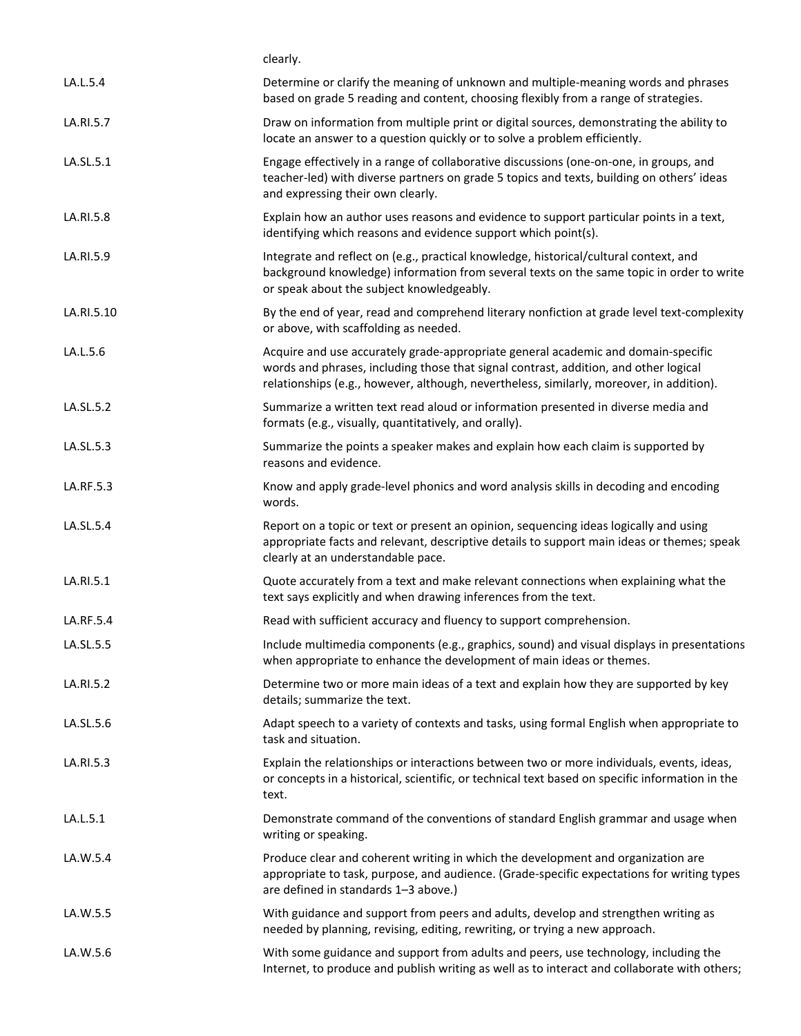| | |
|---|---|
| | clearly. |
| LA.L.5.4 | Determine or clarify the meaning of unknown and multiple-meaning words and phrases based on grade 5 reading and content, choosing flexibly from a range of strategies. |
| LA.RI.5.7 | Draw on information from multiple print or digital sources, demonstrating the ability to locate an answer to a question quickly or to solve a problem efficiently. |
| LA.SL.5.1 | Engage effectively in a range of collaborative discussions (one-on-one, in groups, and teacher-led) with diverse partners on grade 5 topics and texts, building on others' ideas and expressing their own clearly. |
| LA.RI.5.8 | Explain how an author uses reasons and evidence to support particular points in a text, identifying which reasons and evidence support which point(s). |
| LA.RI.5.9 | Integrate and reflect on (e.g., practical knowledge, historical/cultural context, and background knowledge) information from several texts on the same topic in order to write or speak about the subject knowledgeably. |
| LA.RI.5.10 | By the end of year, read and comprehend literary nonfiction at grade level text-complexity or above, with scaffolding as needed. |
| LA.L.5.6 | Acquire and use accurately grade-appropriate general academic and domain-specific words and phrases, including those that signal contrast, addition, and other logical relationships (e.g., however, although, nevertheless, similarly, moreover, in addition). |
| LA.SL.5.2 | Summarize a written text read aloud or information presented in diverse media and formats (e.g., visually, quantitatively, and orally). |
| LA.SL.5.3 | Summarize the points a speaker makes and explain how each claim is supported by reasons and evidence. |
| LA.RF.5.3 | Know and apply grade-level phonics and word analysis skills in decoding and encoding words. |
| LA.SL.5.4 | Report on a topic or text or present an opinion, sequencing ideas logically and using appropriate facts and relevant, descriptive details to support main ideas or themes; speak clearly at an understandable pace. |
| LA.RI.5.1 | Quote accurately from a text and make relevant connections when explaining what the text says explicitly and when drawing inferences from the text. |
| LA.RF.5.4 | Read with sufficient accuracy and fluency to support comprehension. |
| LA.SL.5.5 | Include multimedia components (e.g., graphics, sound) and visual displays in presentations when appropriate to enhance the development of main ideas or themes. |
| LA.RI.5.2 | Determine two or more main ideas of a text and explain how they are supported by key details; summarize the text. |
| LA.SL.5.6 | Adapt speech to a variety of contexts and tasks, using formal English when appropriate to task and situation. |
| LA.RI.5.3 | Explain the relationships or interactions between two or more individuals, events, ideas, or concepts in a historical, scientific, or technical text based on specific information in the text. |
| LA.L.5.1 | Demonstrate command of the conventions of standard English grammar and usage when writing or speaking. |
| LA.W.5.4 | Produce clear and coherent writing in which the development and organization are appropriate to task, purpose, and audience. (Grade-specific expectations for writing types are defined in standards 1–3 above.) |
| LA.W.5.5 | With guidance and support from peers and adults, develop and strengthen writing as needed by planning, revising, editing, rewriting, or trying a new approach. |
| LA.W.5.6 | With some guidance and support from adults and peers, use technology, including the Internet, to produce and publish writing as well as to interact and collaborate with others; |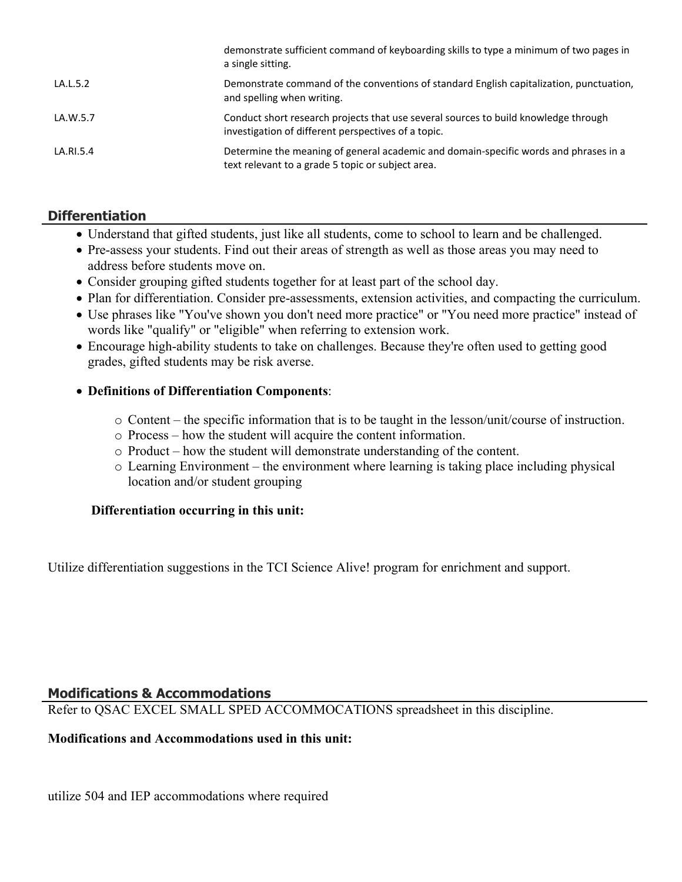| | |
|---|---|
| | demonstrate sufficient command of keyboarding skills to type a minimum of two pages in a single sitting. |
| LA.L.5.2 | Demonstrate command of the conventions of standard English capitalization, punctuation, and spelling when writing. |
| LA.W.5.7 | Conduct short research projects that use several sources to build knowledge through investigation of different perspectives of a topic. |
| LA.RI.5.4 | Determine the meaning of general academic and domain-specific words and phrases in a text relevant to a grade 5 topic or subject area. |

## Differentiation

- Understand that gifted students, just like all students, come to school to learn and be challenged.
- Pre-assess your students. Find out their areas of strength as well as those areas you may need to address before students move on.
- Consider grouping gifted students together for at least part of the school day.
- Plan for differentiation. Consider pre-assessments, extension activities, and compacting the curriculum.
- Use phrases like "You've shown you don't need more practice" or "You need more practice" instead of words like "qualify" or "eligible" when referring to extension work.
- Encourage high-ability students to take on challenges. Because they're often used to getting good grades, gifted students may be risk averse.
- **Definitions of Differentiation Components**:
  - Content – the specific information that is to be taught in the lesson/unit/course of instruction.
  - Process – how the student will acquire the content information.
  - Product – how the student will demonstrate understanding of the content.
  - Learning Environment – the environment where learning is taking place including physical location and/or student grouping

**Differentiation occurring in this unit:**

Utilize differentiation suggestions in the TCI Science Alive! program for enrichment and support.

## Modifications & Accommodations

Refer to QSAC EXCEL SMALL SPED ACCOMMOCATIONS spreadsheet in this discipline.

**Modifications and Accommodations used in this unit:**

utilize 504 and IEP accommodations where required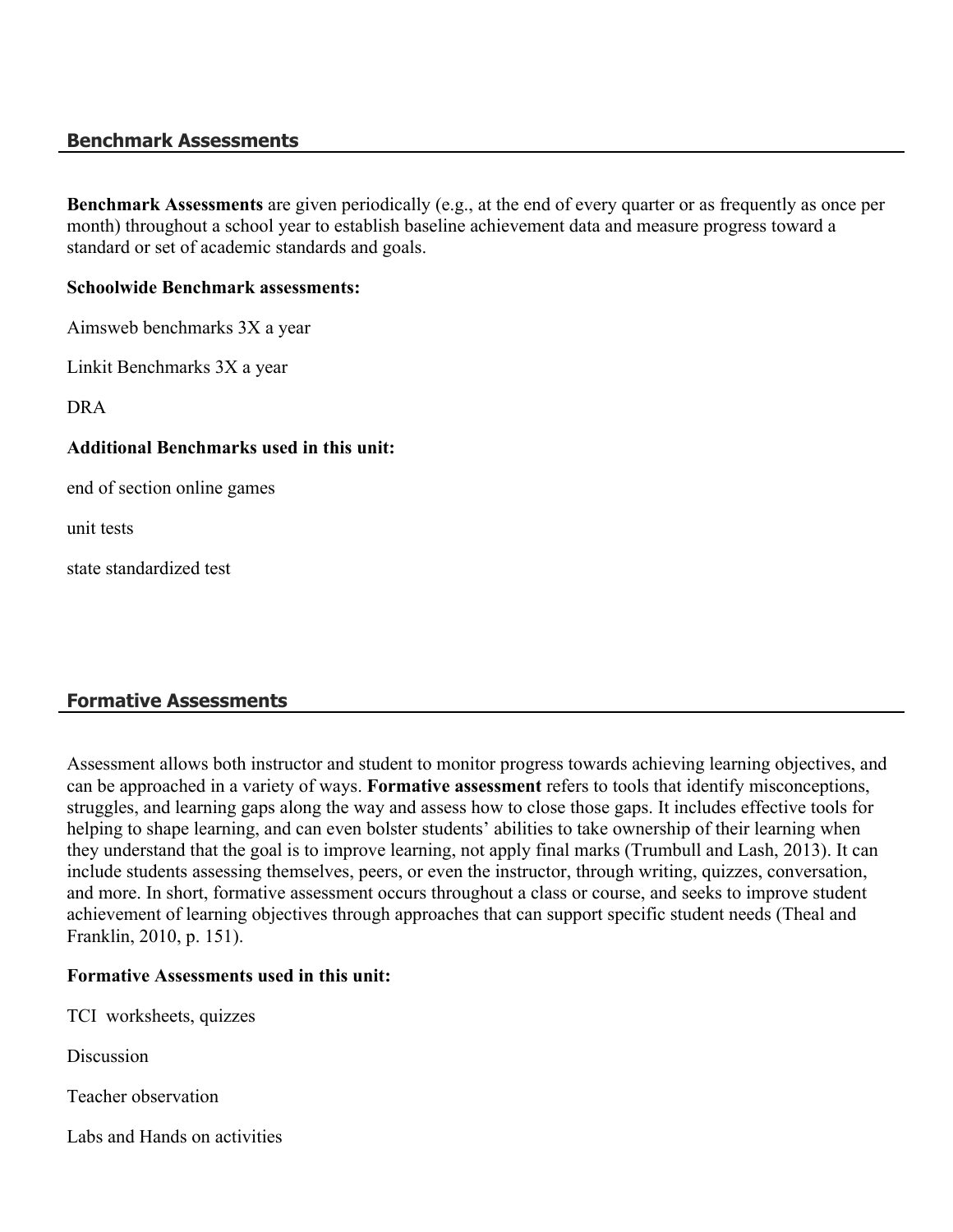## Benchmark Assessments

**Benchmark Assessments** are given periodically (e.g., at the end of every quarter or as frequently as once per month) throughout a school year to establish baseline achievement data and measure progress toward a standard or set of academic standards and goals.

**Schoolwide Benchmark assessments:**

Aimsweb benchmarks 3X a year

Linkit Benchmarks 3X a year

DRA

**Additional Benchmarks used in this unit:**

end of section online games

unit tests

state standardized test

## Formative Assessments

Assessment allows both instructor and student to monitor progress towards achieving learning objectives, and can be approached in a variety of ways. **Formative assessment** refers to tools that identify misconceptions, struggles, and learning gaps along the way and assess how to close those gaps. It includes effective tools for helping to shape learning, and can even bolster students' abilities to take ownership of their learning when they understand that the goal is to improve learning, not apply final marks (Trumbull and Lash, 2013). It can include students assessing themselves, peers, or even the instructor, through writing, quizzes, conversation, and more. In short, formative assessment occurs throughout a class or course, and seeks to improve student achievement of learning objectives through approaches that can support specific student needs (Theal and Franklin, 2010, p. 151).

**Formative Assessments used in this unit:**

TCI worksheets, quizzes

Discussion

Teacher observation

Labs and Hands on activities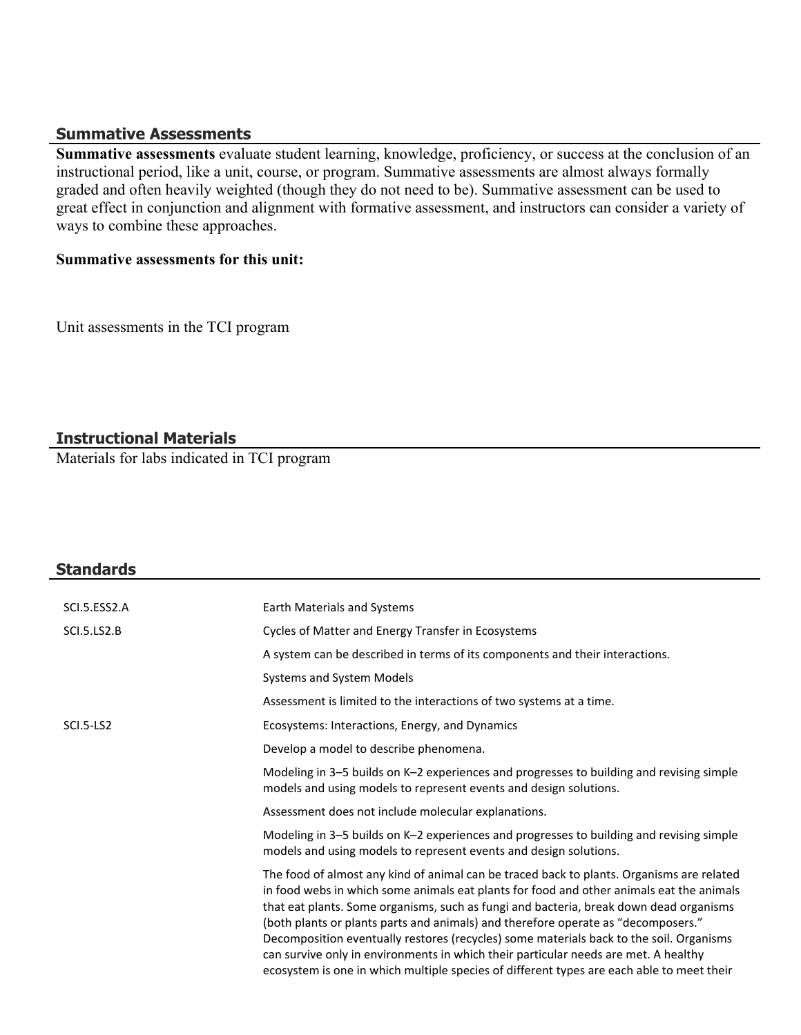## Summative Assessments

**Summative assessments** evaluate student learning, knowledge, proficiency, or success at the conclusion of an instructional period, like a unit, course, or program. Summative assessments are almost always formally graded and often heavily weighted (though they do not need to be). Summative assessment can be used to great effect in conjunction and alignment with formative assessment, and instructors can consider a variety of ways to combine these approaches.

**Summative assessments for this unit:**

Unit assessments in the TCI program

## Instructional Materials

Materials for labs indicated in TCI program

## Standards

| | |
|---|---|
| SCI.5.ESS2.A | Earth Materials and Systems |
| SCI.5.LS2.B | Cycles of Matter and Energy Transfer in Ecosystems |
| | A system can be described in terms of its components and their interactions. |
| | Systems and System Models |
| | Assessment is limited to the interactions of two systems at a time. |
| SCI.5-LS2 | Ecosystems: Interactions, Energy, and Dynamics |
| | Develop a model to describe phenomena. |
| | Modeling in 3–5 builds on K–2 experiences and progresses to building and revising simple models and using models to represent events and design solutions. |
| | Assessment does not include molecular explanations. |
| | Modeling in 3–5 builds on K–2 experiences and progresses to building and revising simple models and using models to represent events and design solutions. |
| | The food of almost any kind of animal can be traced back to plants. Organisms are related in food webs in which some animals eat plants for food and other animals eat the animals that eat plants. Some organisms, such as fungi and bacteria, break down dead organisms (both plants or plants parts and animals) and therefore operate as "decomposers." Decomposition eventually restores (recycles) some materials back to the soil. Organisms can survive only in environments in which their particular needs are met. A healthy ecosystem is one in which multiple species of different types are each able to meet their |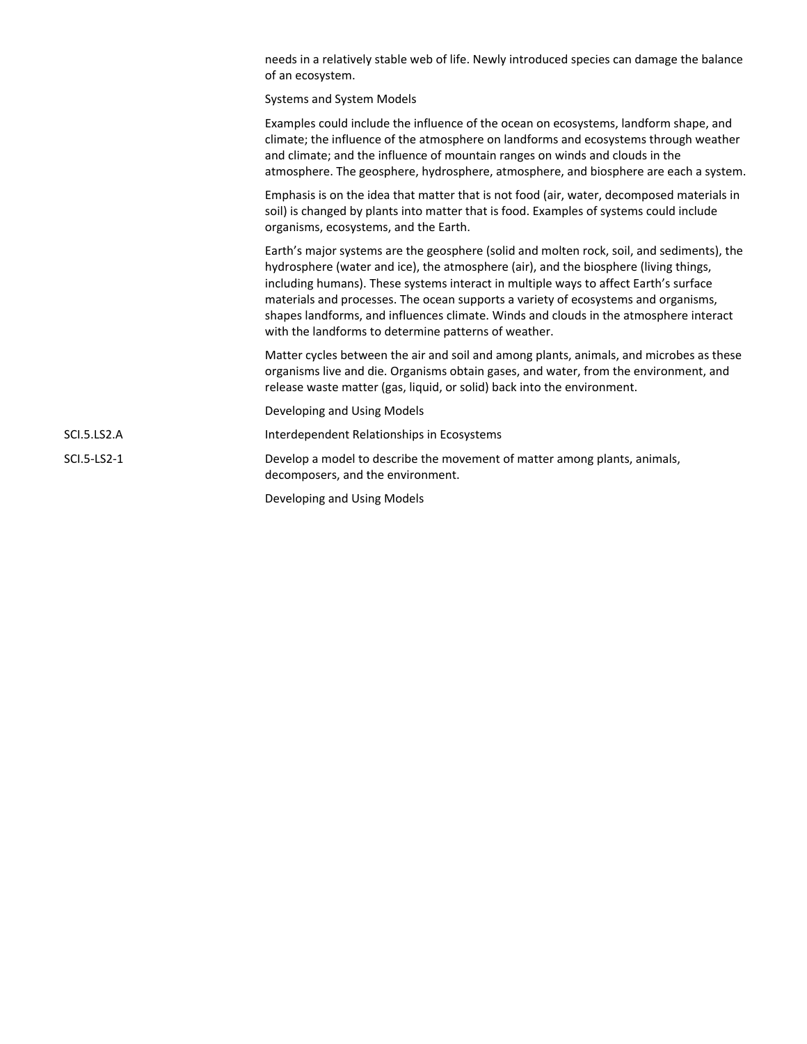| | |
|---|---|
| | needs in a relatively stable web of life. Newly introduced species can damage the balance of an ecosystem. |
| | Systems and System Models |
| | Examples could include the influence of the ocean on ecosystems, landform shape, and climate; the influence of the atmosphere on landforms and ecosystems through weather and climate; and the influence of mountain ranges on winds and clouds in the atmosphere. The geosphere, hydrosphere, atmosphere, and biosphere are each a system. |
| | Emphasis is on the idea that matter that is not food (air, water, decomposed materials in soil) is changed by plants into matter that is food. Examples of systems could include organisms, ecosystems, and the Earth. |
| | Earth's major systems are the geosphere (solid and molten rock, soil, and sediments), the hydrosphere (water and ice), the atmosphere (air), and the biosphere (living things, including humans). These systems interact in multiple ways to affect Earth's surface materials and processes. The ocean supports a variety of ecosystems and organisms, shapes landforms, and influences climate. Winds and clouds in the atmosphere interact with the landforms to determine patterns of weather. |
| | Matter cycles between the air and soil and among plants, animals, and microbes as these organisms live and die. Organisms obtain gases, and water, from the environment, and release waste matter (gas, liquid, or solid) back into the environment. |
| | Developing and Using Models |
| SCI.5.LS2.A | Interdependent Relationships in Ecosystems |
| SCI.5-LS2-1 | Develop a model to describe the movement of matter among plants, animals, decomposers, and the environment. |
| | Developing and Using Models |